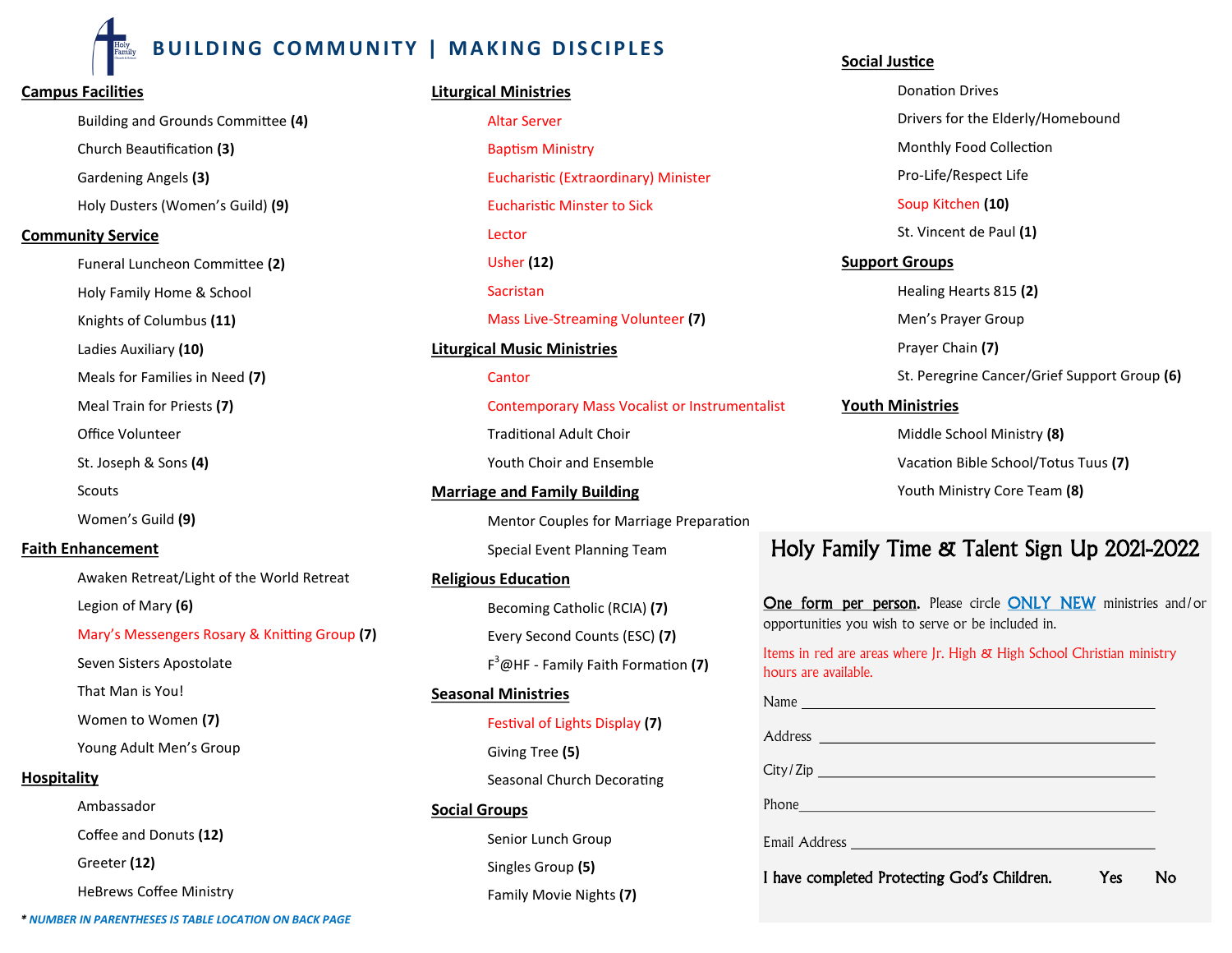# BUILDING COMMUNITY | MAKING DISCIPLES

## Campus Facilities

- Building and Grounds Committee **(4)**
- Church Beautification **(3)**
- Gardening Angels **(3)**
- Holy Dusters (Women's Guild) **(9)**

## Community Service

- Funeral Luncheon Committee **(2)**
- Holy Family Home & School
- Knights of Columbus **(11)**
- Ladies Auxiliary **(10)**
- Meals for Families in Need **(7)**
- Meal Train for Priests **(7)**
- Office Volunteer
- St. Joseph & Sons **(4)**
- Scouts
- Women's Guild **(9)**

## Faith Enhancement

- Awaken Retreat/Light of the World Retreat
- Legion of Mary **(6)**
- Mary's Messengers Rosary & Knitting Group **(7)**
- Seven Sisters Apostolate
- That Man is You!
- Women to Women **(7)**
- Young Adult Men's Group

## Hospitality

- Ambassador
- Coffee and Donuts **(12)**
- Greeter **(12)**
- HeBrews Coffee Ministry

***NUMBER IN PARENTHESES IS TABLE LOCATION ON BACK PAGE***

## Liturgical Ministries

- Altar Server
- Baptism Ministry
- Eucharistic (Extraordinary) Minister
- Eucharistic Minster to Sick
- Lector
- Usher **(12)**
- Sacristan
- Mass Live-Streaming Volunteer **(7)**

## Liturgical Music Ministries

- Cantor
- Contemporary Mass Vocalist or Instrumentalist
- Traditional Adult Choir
- Youth Choir and Ensemble

## Marriage and Family Building

- Mentor Couples for Marriage Preparation
- Special Event Planning Team

## Religious Education

- Becoming Catholic (RCIA) **(7)**
- Every Second Counts (ESC) **(7)**
- $F^3$@HF - Family Faith Formation **(7)**

## Seasonal Ministries

- Festival of Lights Display **(7)**
- Giving Tree **(5)**
- Seasonal Church Decorating

## Social Groups

- Senior Lunch Group
- Singles Group **(5)**
- Family Movie Nights **(7)**

## Social Justice

- Donation Drives
- Drivers for the Elderly/Homebound
- Monthly Food Collection
- Pro-Life/Respect Life
- Soup Kitchen **(10)**
- St. Vincent de Paul **(1)**

## Support Groups

- Healing Hearts 815 **(2)**
- Men's Prayer Group
- Prayer Chain **(7)**
- St. Peregrine Cancer/Grief Support Group **(6)**

## Youth Ministries

- Middle School Ministry **(8)**
- Vacation Bible School/Totus Tuus **(7)**
- Youth Ministry Core Team **(8)**

## Holy Family Time & Talent Sign Up 2021-2022

**One form per person.** Please circle **ONLY NEW** ministries and/or opportunities you wish to serve or be included in.

Items in red are areas where Jr. High & High School Christian ministry hours are available.

Name \_\_\_\_\_\_\_\_\_\_\_\_\_\_\_\_\_\_\_\_\_\_\_\_\_\_\_\_\_\_\_\_\_\_\_\_\_\_\_\_

Address \_\_\_\_\_\_\_\_\_\_\_\_\_\_\_\_\_\_\_\_\_\_\_\_\_\_\_\_\_\_\_\_\_\_\_\_\_\_

City/Zip \_\_\_\_\_\_\_\_\_\_\_\_\_\_\_\_\_\_\_\_\_\_\_\_\_\_\_\_\_\_\_\_\_\_\_\_\_\_

Phone\_\_\_\_\_\_\_\_\_\_\_\_\_\_\_\_\_\_\_\_\_\_\_\_\_\_\_\_\_\_\_\_\_\_\_\_\_\_\_\_

Email Address \_\_\_\_\_\_\_\_\_\_\_\_\_\_\_\_\_\_\_\_\_\_\_\_\_\_\_\_\_\_\_\_\_\_

I have completed Protecting God's Children. Yes No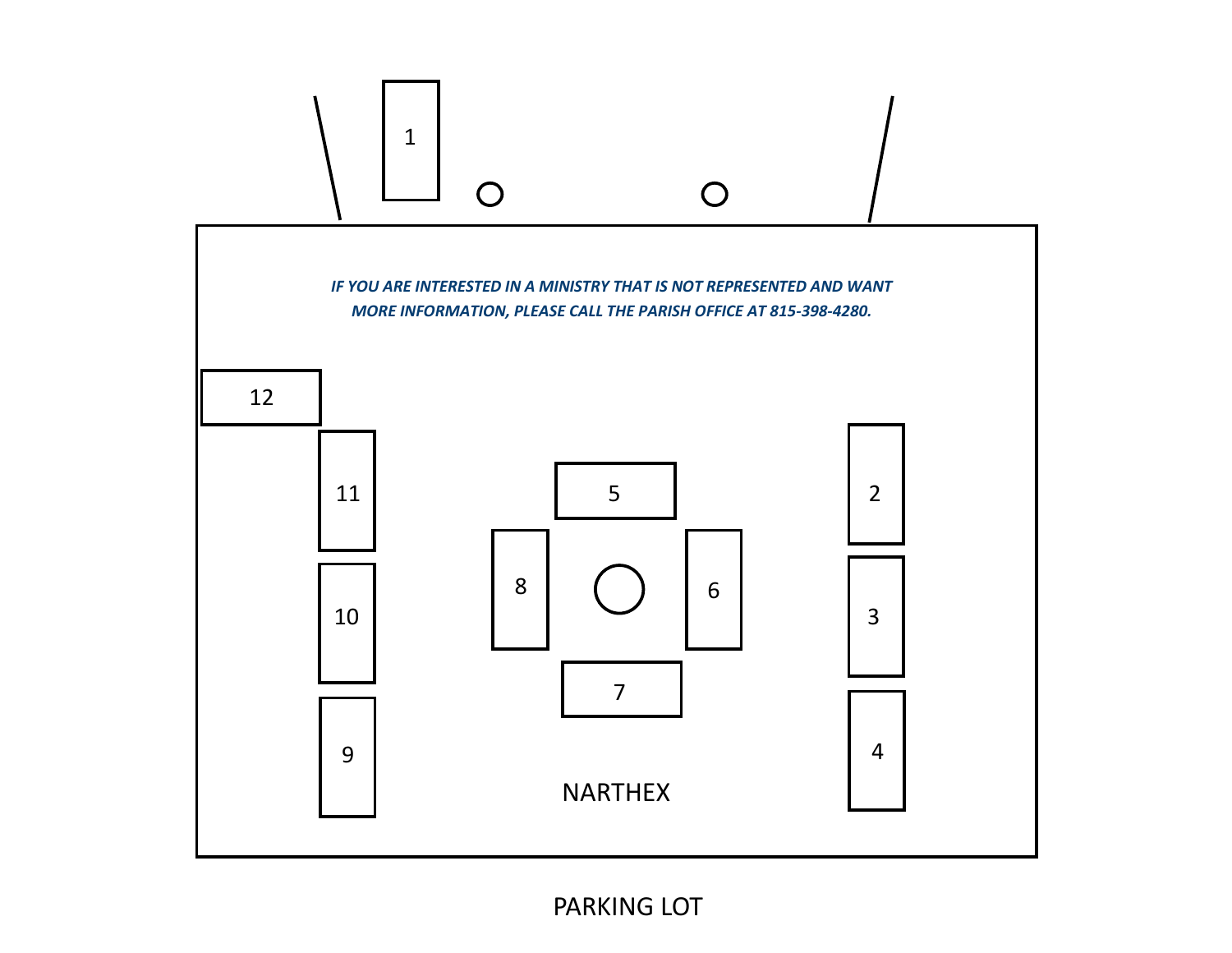1

*IF YOU ARE INTERESTED IN A MINISTRY THAT IS NOT REPRESENTED AND WANT MORE INFORMATION, PLEASE CALL THE PARISH OFFICE AT 815-398-4280.*

12

11

5

2

8

6

10

3

7

9

4

NARTHEX

PARKING LOT